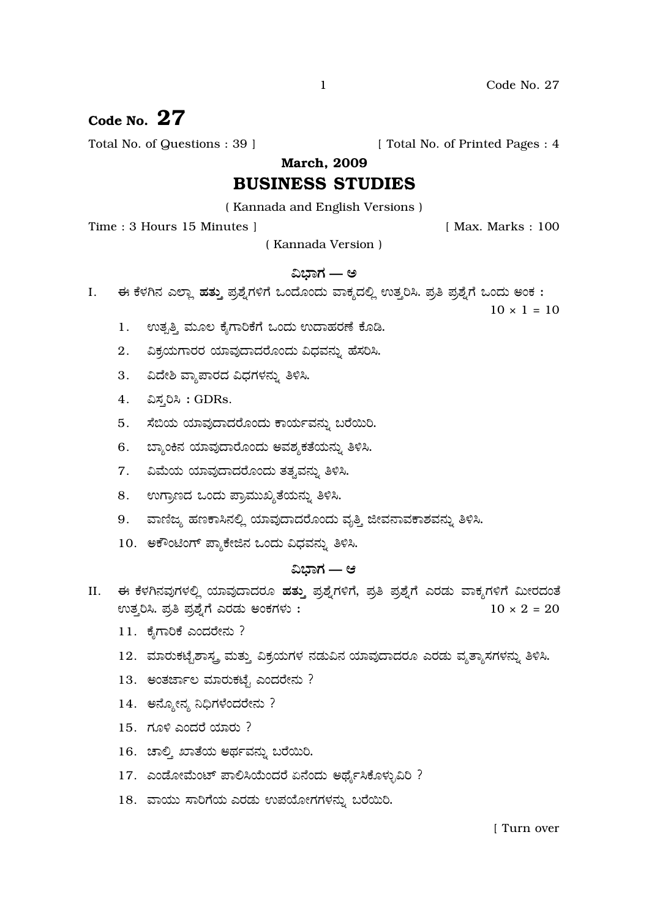# Code No. 27

Total No. of Questions : 39 ] [ Total No. of Printed Pages : 4

**March, 2009**

## BUSINESS STUDIES

( Kannada and English Versions )

Time : 3 Hours 15 Minutes ] [ Max. Marks : 100

( Kannada Version )

### ವಿಭಾಗ — ಅ

I. ಈ ಕೆಳಗಿನ ಎಲ್ಲಾ **ಹತ್ತು** ಪ್ರಶ್ನೆಗಳಿಗೆ ಒಂದೊಂದು ವಾಕ್ಯದಲ್ಲಿ ಉತ್ತರಿಸಿ. ಪ್ರತಿ ಪ್ರಶ್ನೆಗೆ ಒಂದು ಅಂಕ : $10 \times 1 = 10$

1. ಉತ್ಪತ್ತಿ ಮೂಲ ಕೈಗಾರಿಕೆಗೆ ಒಂದು ಉದಾಹರಣೆ ಕೊಡಿ.
2. ವಿಕ್ರಯಗಾರರ ಯಾವುದಾದರೊಂದು ವಿಧವನ್ನು ಹೆಸರಿಸಿ.
3. ವಿದೇಶಿ ವ್ಯಾಪಾರದ ವಿಧಗಳನ್ನು ತಿಳಿಸಿ.
4. ವಿಸ್ತರಿಸಿ : GDRs.
5. ಸೆಬಿಯ ಯಾವುದಾದರೊಂದು ಕಾರ್ಯವನ್ನು ಬರೆಯಿರಿ.
6. ಬ್ಯಾಂಕಿನ ಯಾವುದಾರೊಂದು ಅವಶ್ಯಕತೆಯನ್ನು ತಿಳಿಸಿ.
7. ವಿಮೆಯ ಯಾವುದಾದರೊಂದು ತತ್ವವನ್ನು ತಿಳಿಸಿ.
8. ಉಗ್ರಾಣದ ಒಂದು ಪ್ರಾಮುಖ್ಯತೆಯನ್ನು ತಿಳಿಸಿ.
9. ವಾಣಿಜ್ಯ ಹಣಕಾಸಿನಲ್ಲಿ ಯಾವುದಾದರೊಂದು ವೃತ್ತಿ ಜೀವನಾವಕಾಶವನ್ನು ತಿಳಿಸಿ.
10. ಅಕೌಂಟಿಂಗ್ ಪ್ಯಾಕೇಜಿನ ಒಂದು ವಿಧವನ್ನು ತಿಳಿಸಿ.

### ವಿಭಾಗ — ಆ

II. ಈ ಕೆಳಗಿನವುಗಳಲ್ಲಿ ಯಾವುದಾದರೂ **ಹತ್ತು** ಪ್ರಶ್ನೆಗಳಿಗೆ, ಪ್ರತಿ ಪ್ರಶ್ನೆಗೆ ಎರಡು ವಾಕ್ಯಗಳಿಗೆ ಮೀರದಂತೆ ಉತ್ತರಿಸಿ. ಪ್ರತಿ ಪ್ರಶ್ನೆಗೆ ಎರಡು ಅಂಕಗಳು : $10 \times 2 = 20$

11. ಕೈಗಾರಿಕೆ ಎಂದರೇನು ?
12. ಮಾರುಕಟ್ಟೆಶಾಸ್ತ್ರ ಮತ್ತು ವಿಕ್ರಯಗಳ ನಡುವಿನ ಯಾವುದಾದರೂ ಎರಡು ವ್ಯತ್ಯಾಸಗಳನ್ನು ತಿಳಿಸಿ.
13. ಅಂತರ್ಜಾಲ ಮಾರುಕಟ್ಟೆ ಎಂದರೇನು ?
14. ಅನ್ಯೋನ್ಯ ನಿಧಿಗಳೆಂದರೇನು ?
15. ಗೂಳಿ ಎಂದರೆ ಯಾರು ?
16. ಚಾಲ್ತಿ ಖಾತೆಯ ಅರ್ಥವನ್ನು ಬರೆಯಿರಿ.
17. ಎಂಡೋಮೆಂಟ್ ಪಾಲಿಸಿಯೆಂದರೆ ಏನೆಂದು ಅರ್ಥೈಸಿಕೊಳ್ಳುವಿರಿ ?
18. ವಾಯು ಸಾರಿಗೆಯ ಎರಡು ಉಪಯೋಗಗಳನ್ನು ಬರೆಯಿರಿ.

[ Turn over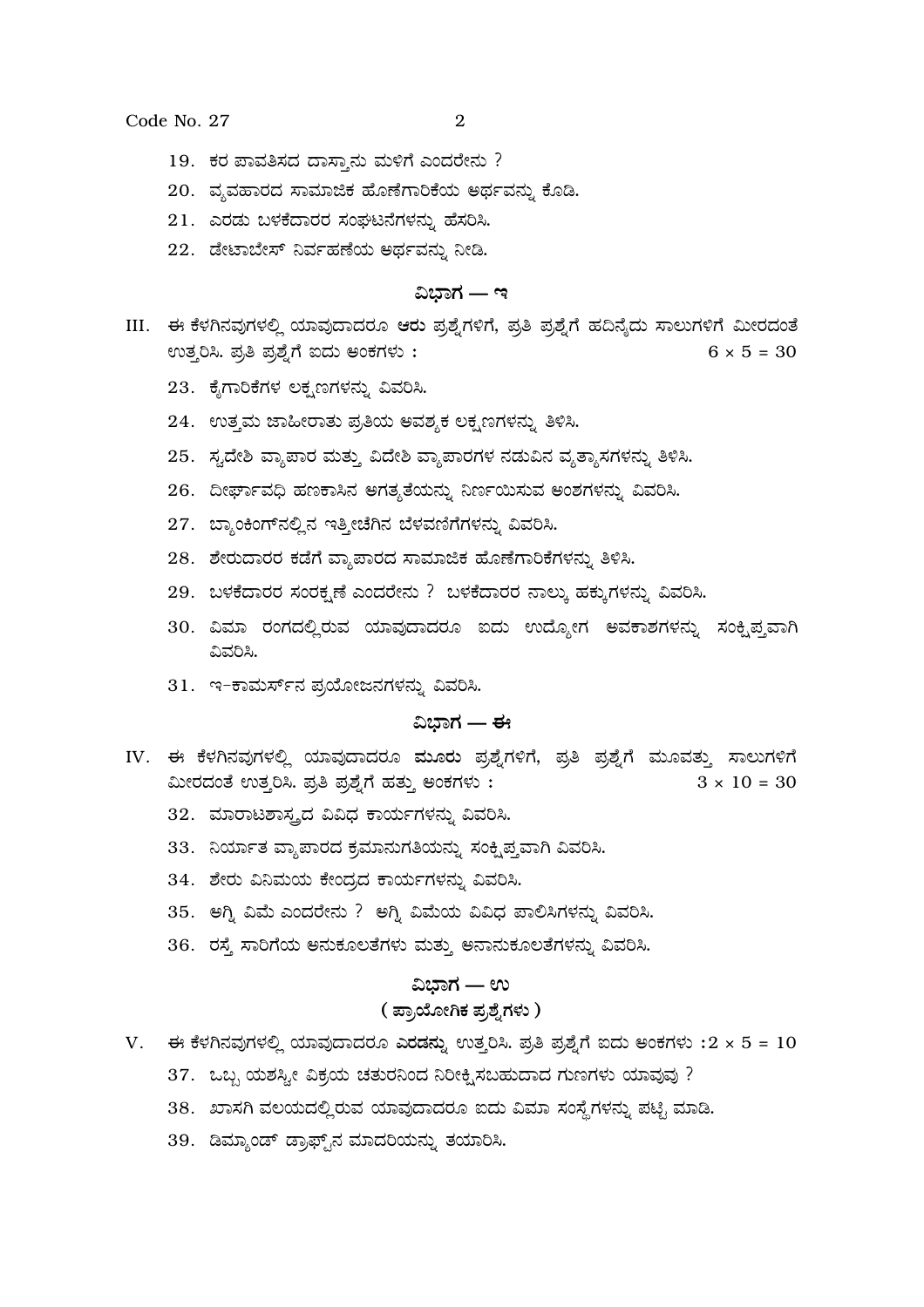19. ಕರ ಪಾವತಿಸದ ದಾಸ್ತಾನು ಮಳಿಗೆ ಎಂದರೇನು ?

20. ವ್ಯವಹಾರದ ಸಾಮಾಜಿಕ ಹೊಣೆಗಾರಿಕೆಯ ಅರ್ಥವನ್ನು ಕೊಡಿ.

21. ಎರಡು ಬಳಕೆದಾರರ ಸಂಘಟನೆಗಳನ್ನು ಹೆಸರಿಸಿ.

22. ಡೇಟಾಬೇಸ್ ನಿರ್ವಹಣೆಯ ಅರ್ಥವನ್ನು ನೀಡಿ.

## ವಿಭಾಗ — ಇ

III. ಈ ಕೆಳಗಿನವುಗಳಲ್ಲಿ ಯಾವುದಾದರೂ **ಆರು** ಪ್ರಶ್ನೆಗಳಿಗೆ, ಪ್ರತಿ ಪ್ರಶ್ನೆಗೆ ಹದಿನೈದು ಸಾಲುಗಳಿಗೆ ಮೀರದಂತೆ ಉತ್ತರಿಸಿ. ಪ್ರತಿ ಪ್ರಶ್ನೆಗೆ ಐದು ಅಂಕಗಳು : $6 \times 5 = 30$

23. ಕೈಗಾರಿಕೆಗಳ ಲಕ್ಷಣಗಳನ್ನು ವಿವರಿಸಿ.

24. ಉತ್ತಮ ಜಾಹೀರಾತು ಪ್ರತಿಯ ಅವಶ್ಯಕ ಲಕ್ಷಣಗಳನ್ನು ತಿಳಿಸಿ.

25. ಸ್ವದೇಶಿ ವ್ಯಾಪಾರ ಮತ್ತು ವಿದೇಶಿ ವ್ಯಾಪಾರಗಳ ನಡುವಿನ ವ್ಯತ್ಯಾಸಗಳನ್ನು ತಿಳಿಸಿ.

26. ದೀರ್ಘಾವಧಿ ಹಣಕಾಸಿನ ಅಗತ್ಯತೆಯನ್ನು ನಿರ್ಣಯಿಸುವ ಅಂಶಗಳನ್ನು ವಿವರಿಸಿ.

27. ಬ್ಯಾಂಕಿಂಗ್‌ನಲ್ಲಿನ ಇತ್ತೀಚಿಗಿನ ಬೆಳವಣಿಗೆಗಳನ್ನು ವಿವರಿಸಿ.

28. ಶೇರುದಾರರ ಕಡೆಗೆ ವ್ಯಾಪಾರದ ಸಾಮಾಜಿಕ ಹೊಣೆಗಾರಿಕೆಗಳನ್ನು ತಿಳಿಸಿ.

29. ಬಳಕೆದಾರರ ಸಂರಕ್ಷಣೆ ಎಂದರೇನು ? ಬಳಕೆದಾರರ ನಾಲ್ಕು ಹಕ್ಕುಗಳನ್ನು ವಿವರಿಸಿ.

30. ವಿಮಾ ರಂಗದಲ್ಲಿರುವ ಯಾವುದಾದರೂ ಐದು ಉದ್ಯೋಗ ಅವಕಾಶಗಳನ್ನು ಸಂಕ್ಷಿಪ್ತವಾಗಿ ವಿವರಿಸಿ.

31. ಇ-ಕಾಮರ್ಸ್‌ನ ಪ್ರಯೋಜನಗಳನ್ನು ವಿವರಿಸಿ.

## ವಿಭಾಗ — ಈ

IV. ಈ ಕೆಳಗಿನವುಗಳಲ್ಲಿ ಯಾವುದಾದರೂ **ಮೂರು** ಪ್ರಶ್ನೆಗಳಿಗೆ, ಪ್ರತಿ ಪ್ರಶ್ನೆಗೆ ಮೂವತ್ತು ಸಾಲುಗಳಿಗೆ ಮೀರದಂತೆ ಉತ್ತರಿಸಿ. ಪ್ರತಿ ಪ್ರಶ್ನೆಗೆ ಹತ್ತು ಅಂಕಗಳು : $3 \times 10 = 30$

32. ಮಾರಾಟಶಾಸ್ತ್ರದ ವಿವಿಧ ಕಾರ್ಯಗಳನ್ನು ವಿವರಿಸಿ.

33. ನಿರ್ಯಾತ ವ್ಯಾಪಾರದ ಕ್ರಮಾನುಗತಿಯನ್ನು ಸಂಕ್ಷಿಪ್ತವಾಗಿ ವಿವರಿಸಿ.

34. ಶೇರು ವಿನಿಮಯ ಕೇಂದ್ರದ ಕಾರ್ಯಗಳನ್ನು ವಿವರಿಸಿ.

35. ಅಗ್ನಿ ವಿಮೆ ಎಂದರೇನು ? ಅಗ್ನಿ ವಿಮೆಯ ವಿವಿಧ ಪಾಲಿಸಿಗಳನ್ನು ವಿವರಿಸಿ.

36. ರಸ್ತೆ ಸಾರಿಗೆಯ ಅನುಕೂಲತೆಗಳು ಮತ್ತು ಅನಾನುಕೂಲತೆಗಳನ್ನು ವಿವರಿಸಿ.

## ವಿಭಾಗ — ಉ

### ( ಪ್ರಾಯೋಗಿಕ ಪ್ರಶ್ನೆಗಳು )

V. ಈ ಕೆಳಗಿನವುಗಳಲ್ಲಿ ಯಾವುದಾದರೂ **ಎರಡನ್ನು** ಉತ್ತರಿಸಿ. ಪ್ರತಿ ಪ್ರಶ್ನೆಗೆ ಐದು ಅಂಕಗಳು : $2 \times 5 = 10$

37. ಒಬ್ಬ ಯಶಸ್ವೀ ವಿಕ್ರಯ ಚತುರನಿಂದ ನಿರೀಕ್ಷಿಸಬಹುದಾದ ಗುಣಗಳು ಯಾವುವು ?

38. ಖಾಸಗಿ ವಲಯದಲ್ಲಿರುವ ಯಾವುದಾದರೂ ಐದು ವಿಮಾ ಸಂಸ್ಥೆಗಳನ್ನು ಪಟ್ಟಿ ಮಾಡಿ.

39. ಡಿಮ್ಯಾಂಡ್ ಡ್ರಾಫ್ಟ್‌ನ ಮಾದರಿಯನ್ನು ತಯಾರಿಸಿ.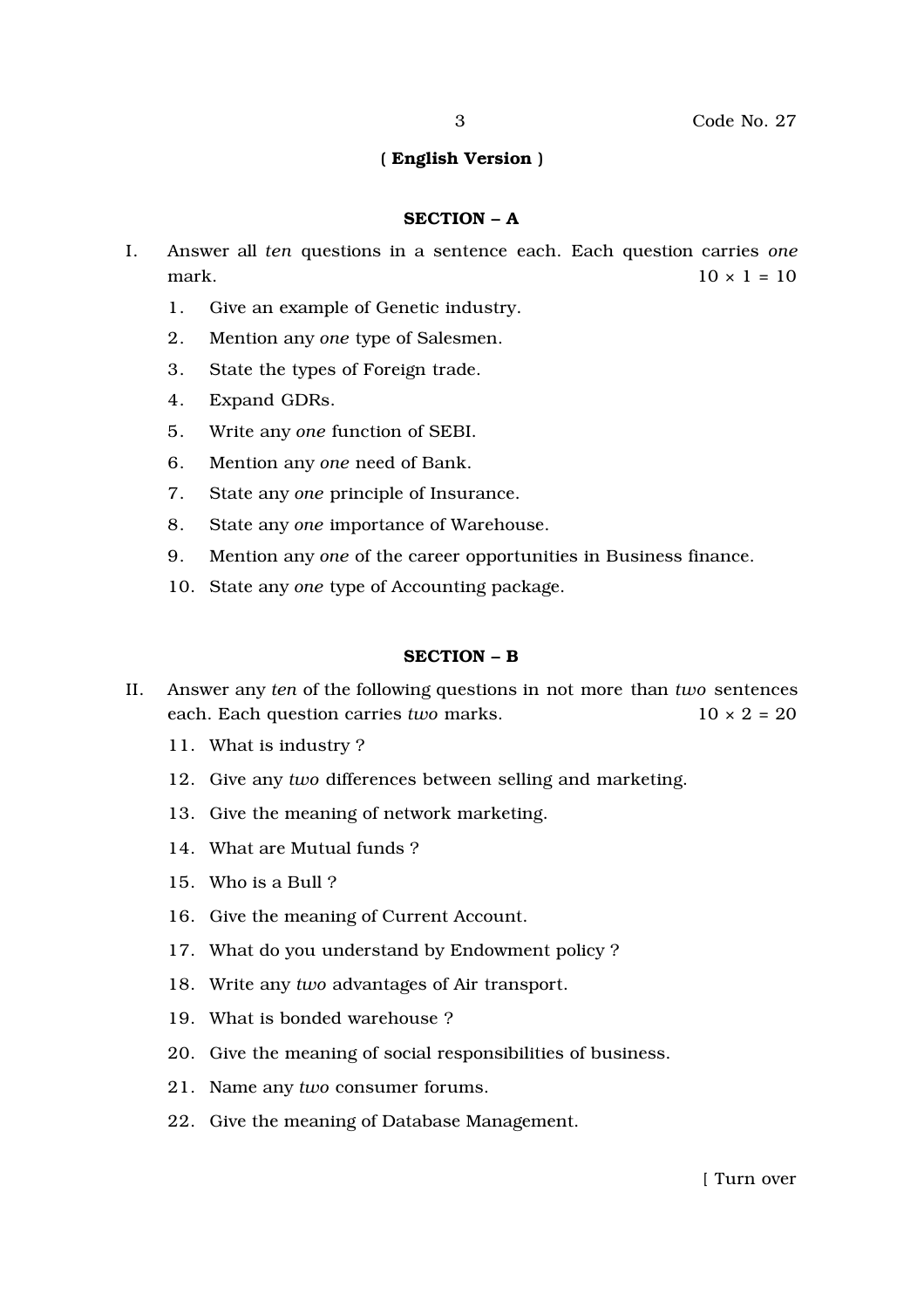Code No. 27

**( English Version )**

## SECTION – A

I. Answer all *ten* questions in a sentence each. Each question carries *one* mark. $10 \times 1 = 10$

1. Give an example of Genetic industry.
2. Mention any *one* type of Salesmen.
3. State the types of Foreign trade.
4. Expand GDRs.
5. Write any *one* function of SEBI.
6. Mention any *one* need of Bank.
7. State any *one* principle of Insurance.
8. State any *one* importance of Warehouse.
9. Mention any *one* of the career opportunities in Business finance.
10. State any *one* type of Accounting package.

## SECTION – B

II. Answer any *ten* of the following questions in not more than *two* sentences each. Each question carries *two* marks. $10 \times 2 = 20$

11. What is industry ?
12. Give any *two* differences between selling and marketing.
13. Give the meaning of network marketing.
14. What are Mutual funds ?
15. Who is a Bull ?
16. Give the meaning of Current Account.
17. What do you understand by Endowment policy ?
18. Write any *two* advantages of Air transport.
19. What is bonded warehouse ?
20. Give the meaning of social responsibilities of business.
21. Name any *two* consumer forums.
22. Give the meaning of Database Management.

[ Turn over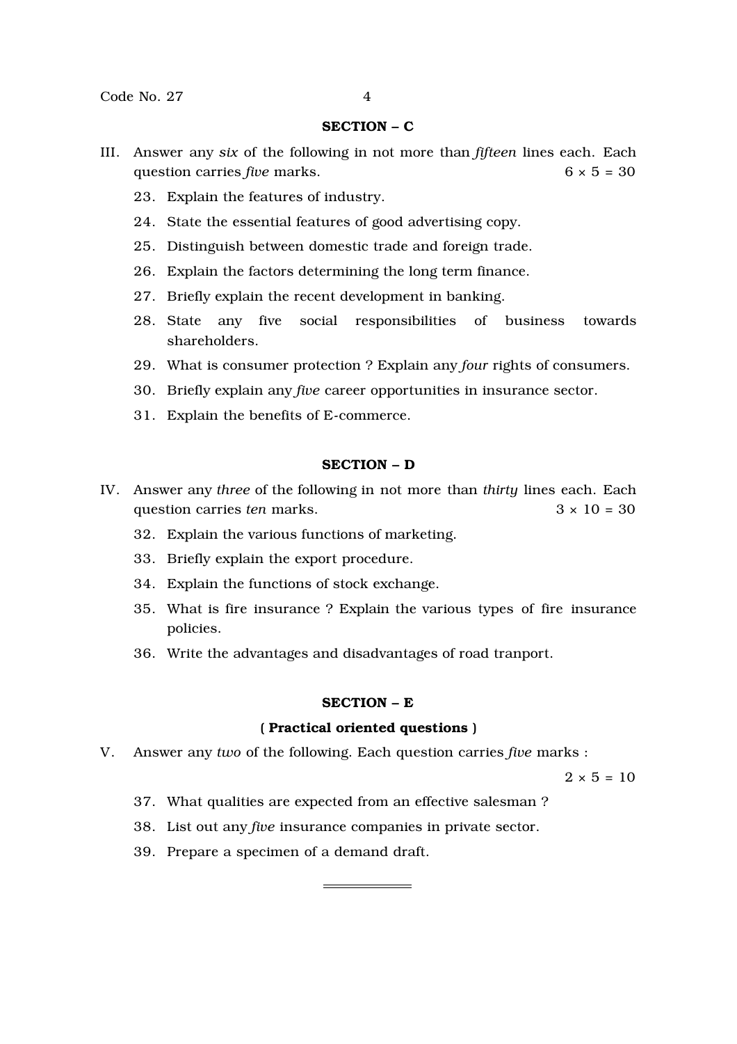## SECTION – C

III. Answer any *six* of the following in not more than *fifteen* lines each. Each question carries *five* marks. $6 \times 5 = 30$

23. Explain the features of industry.
24. State the essential features of good advertising copy.
25. Distinguish between domestic trade and foreign trade.
26. Explain the factors determining the long term finance.
27. Briefly explain the recent development in banking.
28. State any five social responsibilities of business towards shareholders.
29. What is consumer protection ? Explain any *four* rights of consumers.
30. Briefly explain any *five* career opportunities in insurance sector.
31. Explain the benefits of E-commerce.

## SECTION – D

IV. Answer any *three* of the following in not more than *thirty* lines each. Each question carries *ten* marks. $3 \times 10 = 30$

32. Explain the various functions of marketing.
33. Briefly explain the export procedure.
34. Explain the functions of stock exchange.
35. What is fire insurance ? Explain the various types of fire insurance policies.
36. Write the advantages and disadvantages of road tranport.

## SECTION – E

**( Practical oriented questions )**

V. Answer any *two* of the following. Each question carries *five* marks :

$2 \times 5 = 10$

37. What qualities are expected from an effective salesman ?
38. List out any *five* insurance companies in private sector.
39. Prepare a specimen of a demand draft.